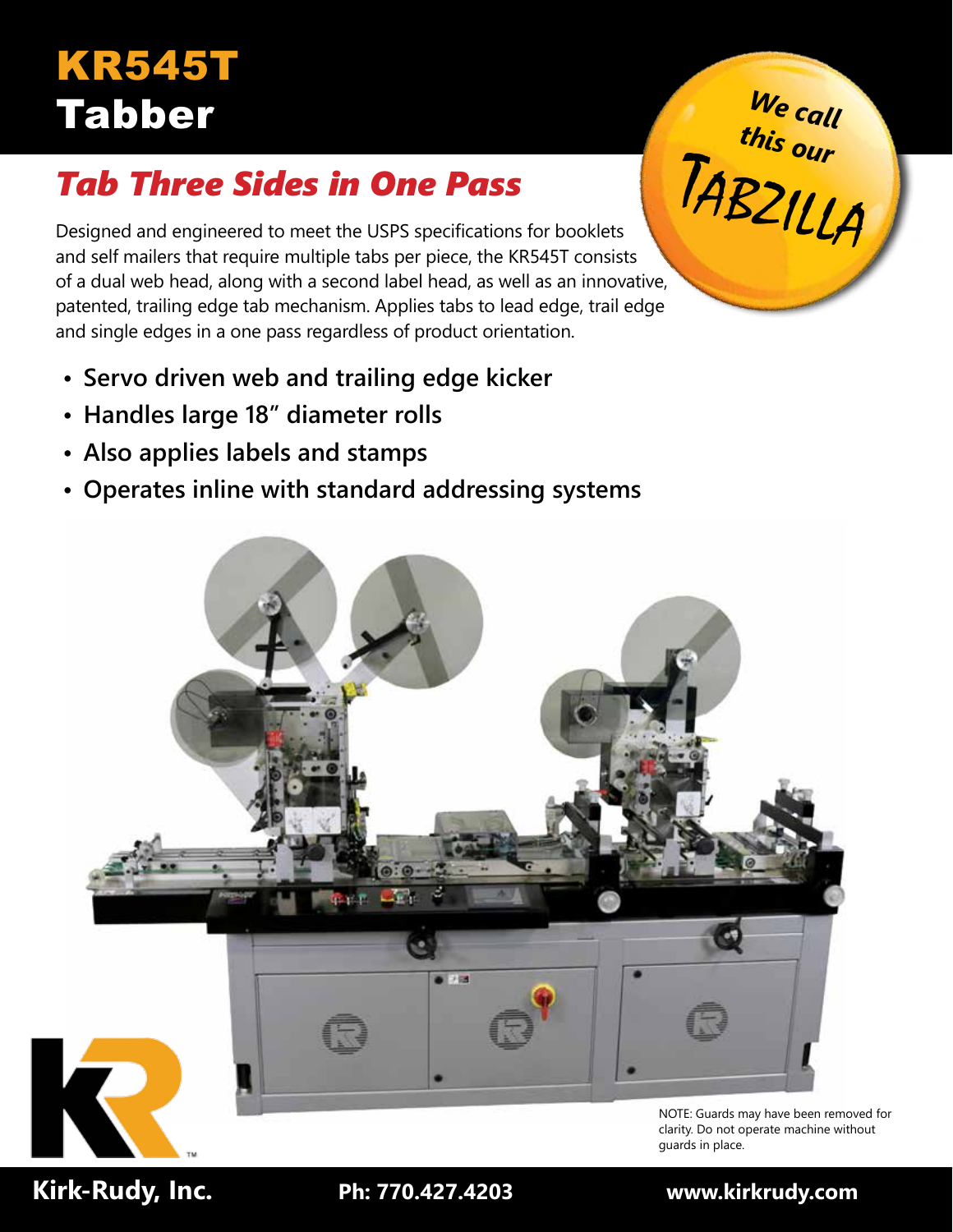# KR545T Tabber

## *Tab Three Sides in One Pass*

We call this our TABZILLA

Designed and engineered to meet the USPS specifications for booklets and self mailers that require multiple tabs per piece, the KR545T consists of a dual web head, along with a second label head, as well as an innovative, patented, trailing edge tab mechanism. Applies tabs to lead edge, trail edge and single edges in a one pass regardless of product orientation.

- **Servo driven web and trailing edge kicker**
- **Handles large 18" diameter rolls**
- **Also applies labels and stamps**
- **Operates inline with standard addressing systems**

NOTE: Guards may have been removed for clarity. Do not operate machine without guards in place.

**Kirk-Rudy, Inc.** **Ph: 770.427.4203** **www.kirkrudy.com**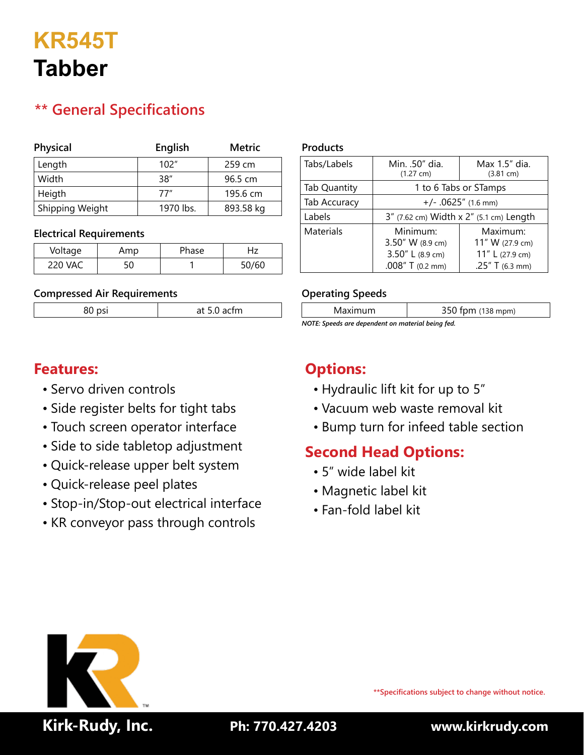# KR545T
# Tabber

## ** General Specifications

| Physical | English | Metric |
|---|---|---|
| Length | 102″ | 259 cm |
| Width | 38″ | 96.5 cm |
| Heigth | 77″ | 195.6 cm |
| Shipping Weight | 1970 lbs. | 893.58 kg |

**Electrical Requirements**

| Voltage | Amp | Phase | Hz |
|---|---|---|---|
| 220 VAC | 50 | 1 | 50/60 |

**Compressed Air Requirements**

| | |
|---|---|
| 80 psi | at 5.0 acfm |

**Products**

| | | |
|---|---|---|
| Tabs/Labels | Min. .50″ dia. (1.27 cm) | Max 1.5″ dia. (3.81 cm) |
| Tab Quantity | 1 to 6 Tabs or STamps | |
| Tab Accuracy | +/- .0625″ (1.6 mm) | |
| Labels | 3″ (7.62 cm) Width x 2″ (5.1 cm) Length | |
| Materials | Minimum: 3.50″ W (8.9 cm) 3.50″ L (8.9 cm) .008″ T (0.2 mm) | Maximum: 11″ W (27.9 cm) 11″ L (27.9 cm) .25″ T (6.3 mm) |

**Operating Speeds**

| | |
|---|---|
| Maximum | 350 fpm (138 mpm) |

*NOTE: Speeds are dependent on material being fed.*

## Features:

- Servo driven controls
- Side register belts for tight tabs
- Touch screen operator interface
- Side to side tabletop adjustment
- Quick-release upper belt system
- Quick-release peel plates
- Stop-in/Stop-out electrical interface
- KR conveyor pass through controls

## Options:

- Hydraulic lift kit for up to 5″
- Vacuum web waste removal kit
- Bump turn for infeed table section

## Second Head Options:

- 5″ wide label kit
- Magnetic label kit
- Fan-fold label kit

**Specifications subject to change without notice.

**Kirk-Rudy, Inc.** **Ph: 770.427.4203** **www.kirkrudy.com**